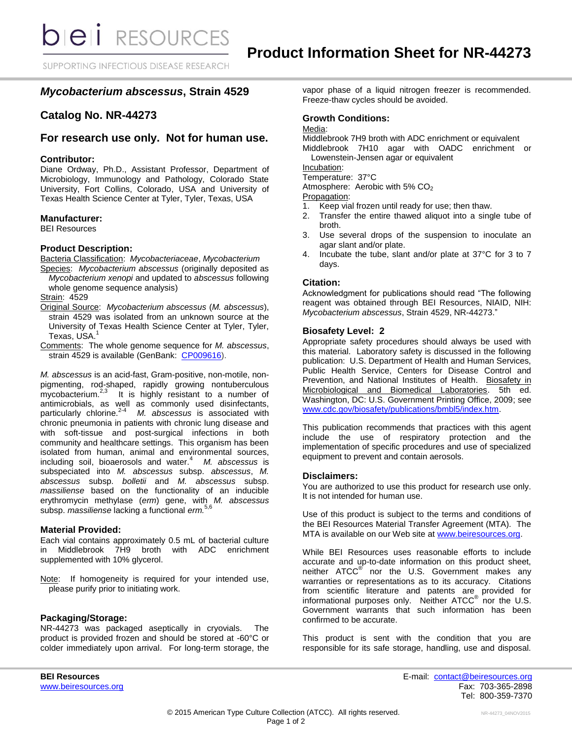# Product Information Sheet for NR-44273

## *Mycobacterium abscessus*, Strain 4529

## Catalog No. NR-44273

## For research use only. Not for human use.

### Contributor:

Diane Ordway, Ph.D., Assistant Professor, Department of Microbiology, Immunology and Pathology, Colorado State University, Fort Collins, Colorado, USA and University of Texas Health Science Center at Tyler, Tyler, Texas, USA

### Manufacturer:

BEI Resources

### Product Description:

Bacteria Classification: *Mycobacteriaceae*, *Mycobacterium*

Species: *Mycobacterium abscessus* (originally deposited as *Mycobacterium xenopi* and updated to *abscessus* following whole genome sequence analysis)

Strain: 4529

Original Source: *Mycobacterium abscessus* (*M. abscessus*), strain 4529 was isolated from an unknown source at the University of Texas Health Science Center at Tyler, Tyler, Texas, USA.[1]

Comments: The whole genome sequence for *M. abscessus*, strain 4529 is available (GenBank: CP009616).

*M. abscessus* is an acid-fast, Gram-positive, non-motile, non-pigmenting, rod-shaped, rapidly growing nontuberculous mycobacterium.[2,3] It is highly resistant to a number of antimicrobials, as well as commonly used disinfectants, particularly chlorine.[2-4] *M. abscessus* is associated with chronic pneumonia in patients with chronic lung disease and with soft-tissue and post-surgical infections in both community and healthcare settings. This organism has been isolated from human, animal and environmental sources, including soil, bioaerosols and water.[4] *M. abscessus* is subspeciated into *M. abscessus* subsp. *abscessus*, *M. abscessus* subsp. *bolletii* and *M. abscessus* subsp. *massiliense* based on the functionality of an inducible erythromycin methylase (*erm*) gene, with *M. abscessus* subsp. *massiliense* lacking a functional *erm.*[5,6]

### Material Provided:

Each vial contains approximately 0.5 mL of bacterial culture in Middlebrook 7H9 broth with ADC enrichment supplemented with 10% glycerol.

Note: If homogeneity is required for your intended use, please purify prior to initiating work.

### Packaging/Storage:

NR-44273 was packaged aseptically in cryovials. The product is provided frozen and should be stored at -60°C or colder immediately upon arrival. For long-term storage, the vapor phase of a liquid nitrogen freezer is recommended. Freeze-thaw cycles should be avoided.

### Growth Conditions:

Media:

Middlebrook 7H9 broth with ADC enrichment or equivalent

Middlebrook 7H10 agar with OADC enrichment or Lowenstein-Jensen agar or equivalent

Incubation:

Temperature: 37°C

Atmosphere: Aerobic with 5% $CO_2$

Propagation:

1. Keep vial frozen until ready for use; then thaw.
2. Transfer the entire thawed aliquot into a single tube of broth.
3. Use several drops of the suspension to inoculate an agar slant and/or plate.
4. Incubate the tube, slant and/or plate at 37°C for 3 to 7 days.

### Citation:

Acknowledgment for publications should read "The following reagent was obtained through BEI Resources, NIAID, NIH: *Mycobacterium abscessus*, Strain 4529, NR-44273."

### Biosafety Level: 2

Appropriate safety procedures should always be used with this material. Laboratory safety is discussed in the following publication: U.S. Department of Health and Human Services, Public Health Service, Centers for Disease Control and Prevention, and National Institutes of Health. Biosafety in Microbiological and Biomedical Laboratories. 5th ed. Washington, DC: U.S. Government Printing Office, 2009; see www.cdc.gov/biosafety/publications/bmbl5/index.htm.

This publication recommends that practices with this agent include the use of respiratory protection and the implementation of specific procedures and use of specialized equipment to prevent and contain aerosols.

### Disclaimers:

You are authorized to use this product for research use only. It is not intended for human use.

Use of this product is subject to the terms and conditions of the BEI Resources Material Transfer Agreement (MTA). The MTA is available on our Web site at www.beiresources.org.

While BEI Resources uses reasonable efforts to include accurate and up-to-date information on this product sheet, neither ATCC® nor the U.S. Government makes any warranties or representations as to its accuracy. Citations from scientific literature and patents are provided for informational purposes only. Neither ATCC® nor the U.S. Government warrants that such information has been confirmed to be accurate.

This product is sent with the condition that you are responsible for its safe storage, handling, use and disposal.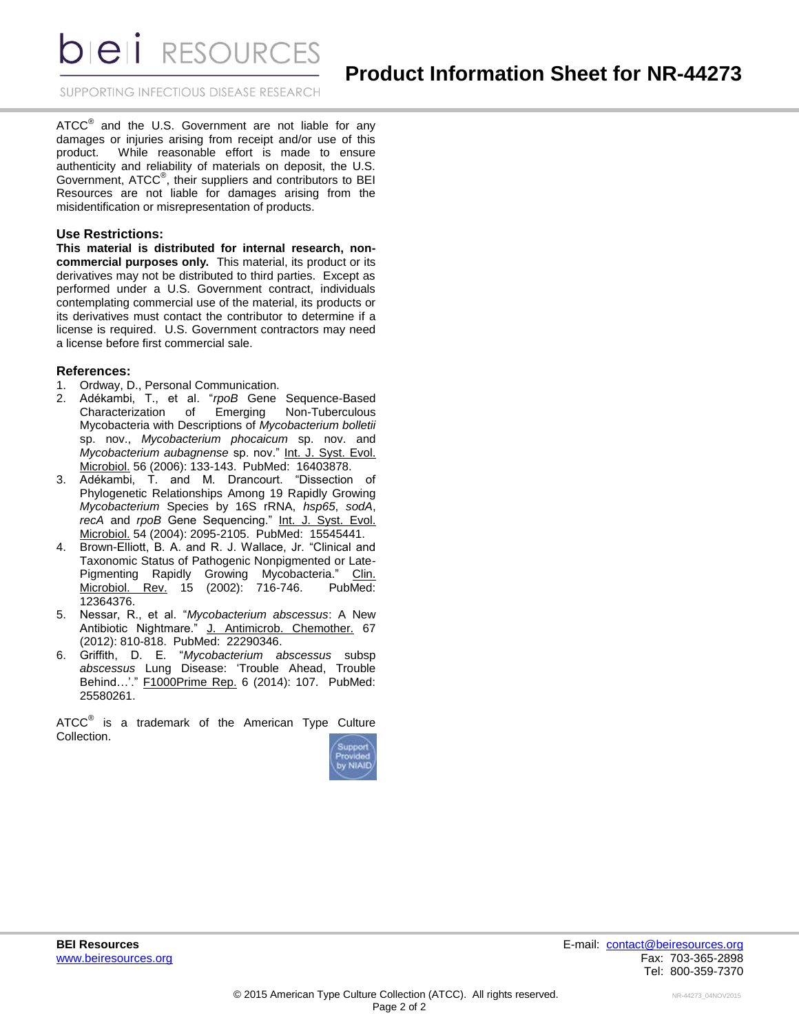ATCC® and the U.S. Government are not liable for any damages or injuries arising from receipt and/or use of this product. While reasonable effort is made to ensure authenticity and reliability of materials on deposit, the U.S. Government, ATCC®, their suppliers and contributors to BEI Resources are not liable for damages arising from the misidentification or misrepresentation of products.

### Use Restrictions:

**This material is distributed for internal research, non-commercial purposes only.** This material, its product or its derivatives may not be distributed to third parties. Except as performed under a U.S. Government contract, individuals contemplating commercial use of the material, its products or its derivatives must contact the contributor to determine if a license is required. U.S. Government contractors may need a license before first commercial sale.

### References:

1. Ordway, D., Personal Communication.
2. Adékambi, T., et al. "*rpoB* Gene Sequence-Based Characterization of Emerging Non-Tuberculous Mycobacteria with Descriptions of *Mycobacterium bolletii* sp. nov., *Mycobacterium phocaicum* sp. nov. and *Mycobacterium aubagnense* sp. nov." Int. J. Syst. Evol. Microbiol. 56 (2006): 133-143. PubMed: 16403878.
3. Adékambi, T. and M. Drancourt. "Dissection of Phylogenetic Relationships Among 19 Rapidly Growing *Mycobacterium* Species by 16S rRNA, *hsp65*, *sodA*, *recA* and *rpoB* Gene Sequencing." Int. J. Syst. Evol. Microbiol. 54 (2004): 2095-2105. PubMed: 15545441.
4. Brown-Elliott, B. A. and R. J. Wallace, Jr. "Clinical and Taxonomic Status of Pathogenic Nonpigmented or Late-Pigmenting Rapidly Growing Mycobacteria." Clin. Microbiol. Rev. 15 (2002): 716-746. PubMed: 12364376.
5. Nessar, R., et al. "*Mycobacterium abscessus*: A New Antibiotic Nightmare." J. Antimicrob. Chemother. 67 (2012): 810-818. PubMed: 22290346.
6. Griffith, D. E. "*Mycobacterium abscessus* subsp *abscessus* Lung Disease: 'Trouble Ahead, Trouble Behind…'." F1000Prime Rep. 6 (2014): 107. PubMed: 25580261.

ATCC® is a trademark of the American Type Culture Collection.

Support Provided by NIAID

**BEI Resources**
www.beiresources.org

E-mail: contact@beiresources.org
Fax: 703-365-2898
Tel: 800-359-7370

© 2015 American Type Culture Collection (ATCC). All rights reserved.

NR-44273_04NOV2015